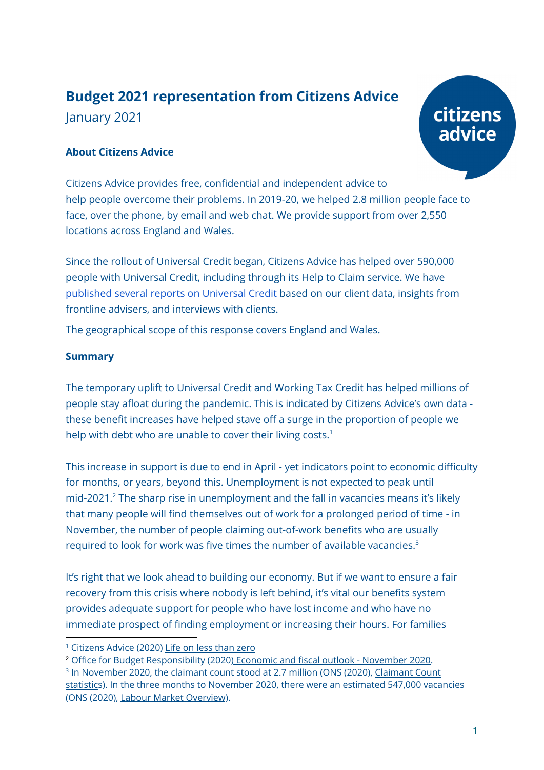# Budget 2021 representation from Citizens Advice

January 2021

### About Citizens Advice

Citizens Advice provides free, confidential and independent advice to help people overcome their problems. In 2019-20, we helped 2.8 million people face to face, over the phone, by email and web chat. We provide support from over 2,550 locations across England and Wales.

Since the rollout of Universal Credit began, Citizens Advice has helped over 590,000 people with Universal Credit, including through its Help to Claim service. We have published several reports on Universal Credit based on our client data, insights from frontline advisers, and interviews with clients.

The geographical scope of this response covers England and Wales.

### Summary

The temporary uplift to Universal Credit and Working Tax Credit has helped millions of people stay afloat during the pandemic. This is indicated by Citizens Advice's own data - these benefit increases have helped stave off a surge in the proportion of people we help with debt who are unable to cover their living costs.[1]

This increase in support is due to end in April - yet indicators point to economic difficulty for months, or years, beyond this. Unemployment is not expected to peak until mid-2021.[2] The sharp rise in unemployment and the fall in vacancies means it's likely that many people will find themselves out of work for a prolonged period of time - in November, the number of people claiming out-of-work benefits who are usually required to look for work was five times the number of available vacancies.[3]

It's right that we look ahead to building our economy. But if we want to ensure a fair recovery from this crisis where nobody is left behind, it's vital our benefits system provides adequate support for people who have lost income and who have no immediate prospect of finding employment or increasing their hours. For families

---

[1] Citizens Advice (2020) Life on less than zero

[2] Office for Budget Responsibility (2020) Economic and fiscal outlook - November 2020.

[3] In November 2020, the claimant count stood at 2.7 million (ONS (2020), Claimant Count statistics). In the three months to November 2020, there were an estimated 547,000 vacancies (ONS (2020), Labour Market Overview).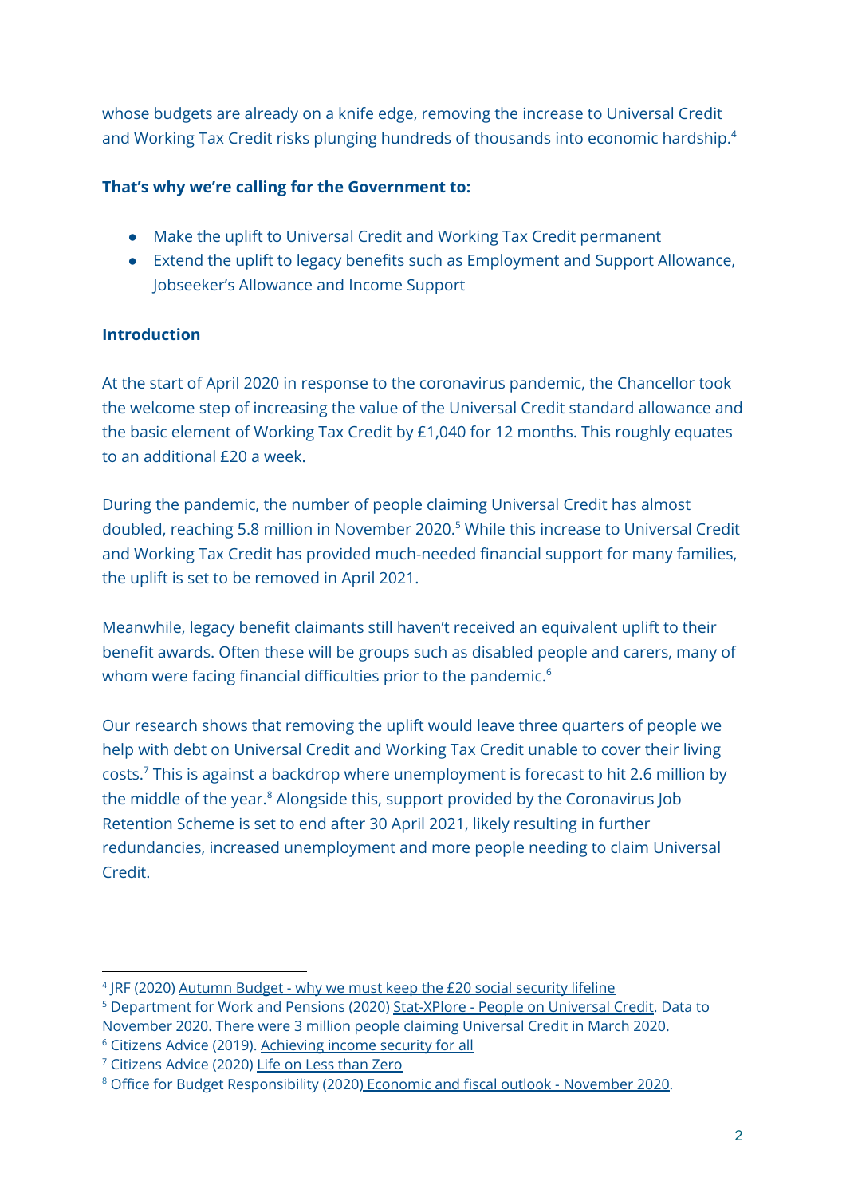whose budgets are already on a knife edge, removing the increase to Universal Credit and Working Tax Credit risks plunging hundreds of thousands into economic hardship.[4]

**That's why we're calling for the Government to:**

- Make the uplift to Universal Credit and Working Tax Credit permanent
- Extend the uplift to legacy benefits such as Employment and Support Allowance, Jobseeker's Allowance and Income Support

**Introduction**

At the start of April 2020 in response to the coronavirus pandemic, the Chancellor took the welcome step of increasing the value of the Universal Credit standard allowance and the basic element of Working Tax Credit by £1,040 for 12 months. This roughly equates to an additional £20 a week.

During the pandemic, the number of people claiming Universal Credit has almost doubled, reaching 5.8 million in November 2020.[5] While this increase to Universal Credit and Working Tax Credit has provided much-needed financial support for many families, the uplift is set to be removed in April 2021.

Meanwhile, legacy benefit claimants still haven't received an equivalent uplift to their benefit awards. Often these will be groups such as disabled people and carers, many of whom were facing financial difficulties prior to the pandemic.[6]

Our research shows that removing the uplift would leave three quarters of people we help with debt on Universal Credit and Working Tax Credit unable to cover their living costs.[7] This is against a backdrop where unemployment is forecast to hit 2.6 million by the middle of the year.[8] Alongside this, support provided by the Coronavirus Job Retention Scheme is set to end after 30 April 2021, likely resulting in further redundancies, increased unemployment and more people needing to claim Universal Credit.

---

[4] JRF (2020) Autumn Budget - why we must keep the £20 social security lifeline

[5] Department for Work and Pensions (2020) Stat-XPlore - People on Universal Credit. Data to November 2020. There were 3 million people claiming Universal Credit in March 2020.

[6] Citizens Advice (2019). Achieving income security for all

[7] Citizens Advice (2020) Life on Less than Zero

[8] Office for Budget Responsibility (2020) Economic and fiscal outlook - November 2020.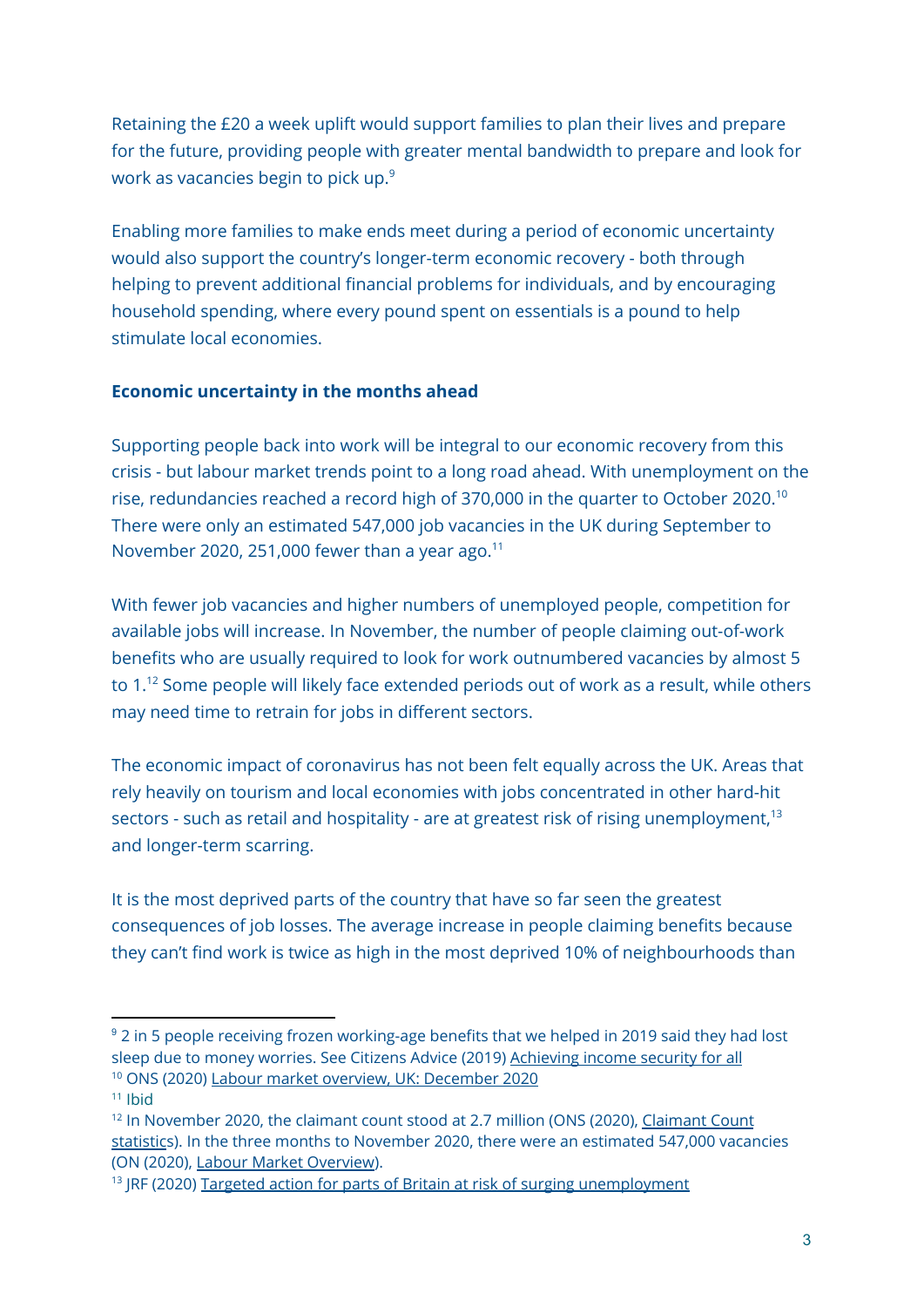Retaining the £20 a week uplift would support families to plan their lives and prepare for the future, providing people with greater mental bandwidth to prepare and look for work as vacancies begin to pick up.[9]

Enabling more families to make ends meet during a period of economic uncertainty would also support the country's longer-term economic recovery - both through helping to prevent additional financial problems for individuals, and by encouraging household spending, where every pound spent on essentials is a pound to help stimulate local economies.

**Economic uncertainty in the months ahead**

Supporting people back into work will be integral to our economic recovery from this crisis - but labour market trends point to a long road ahead. With unemployment on the rise, redundancies reached a record high of 370,000 in the quarter to October 2020.[10] There were only an estimated 547,000 job vacancies in the UK during September to November 2020, 251,000 fewer than a year ago.[11]

With fewer job vacancies and higher numbers of unemployed people, competition for available jobs will increase. In November, the number of people claiming out-of-work benefits who are usually required to look for work outnumbered vacancies by almost 5 to 1.[12] Some people will likely face extended periods out of work as a result, while others may need time to retrain for jobs in different sectors.

The economic impact of coronavirus has not been felt equally across the UK. Areas that rely heavily on tourism and local economies with jobs concentrated in other hard-hit sectors - such as retail and hospitality - are at greatest risk of rising unemployment,[13] and longer-term scarring.

It is the most deprived parts of the country that have so far seen the greatest consequences of job losses. The average increase in people claiming benefits because they can't find work is twice as high in the most deprived 10% of neighbourhoods than

---

[9] 2 in 5 people receiving frozen working-age benefits that we helped in 2019 said they had lost sleep due to money worries. See Citizens Advice (2019) Achieving income security for all

[10] ONS (2020) Labour market overview, UK: December 2020

[11] Ibid

[12] In November 2020, the claimant count stood at 2.7 million (ONS (2020), Claimant Count statistics). In the three months to November 2020, there were an estimated 547,000 vacancies (ON (2020), Labour Market Overview).

[13] JRF (2020) Targeted action for parts of Britain at risk of surging unemployment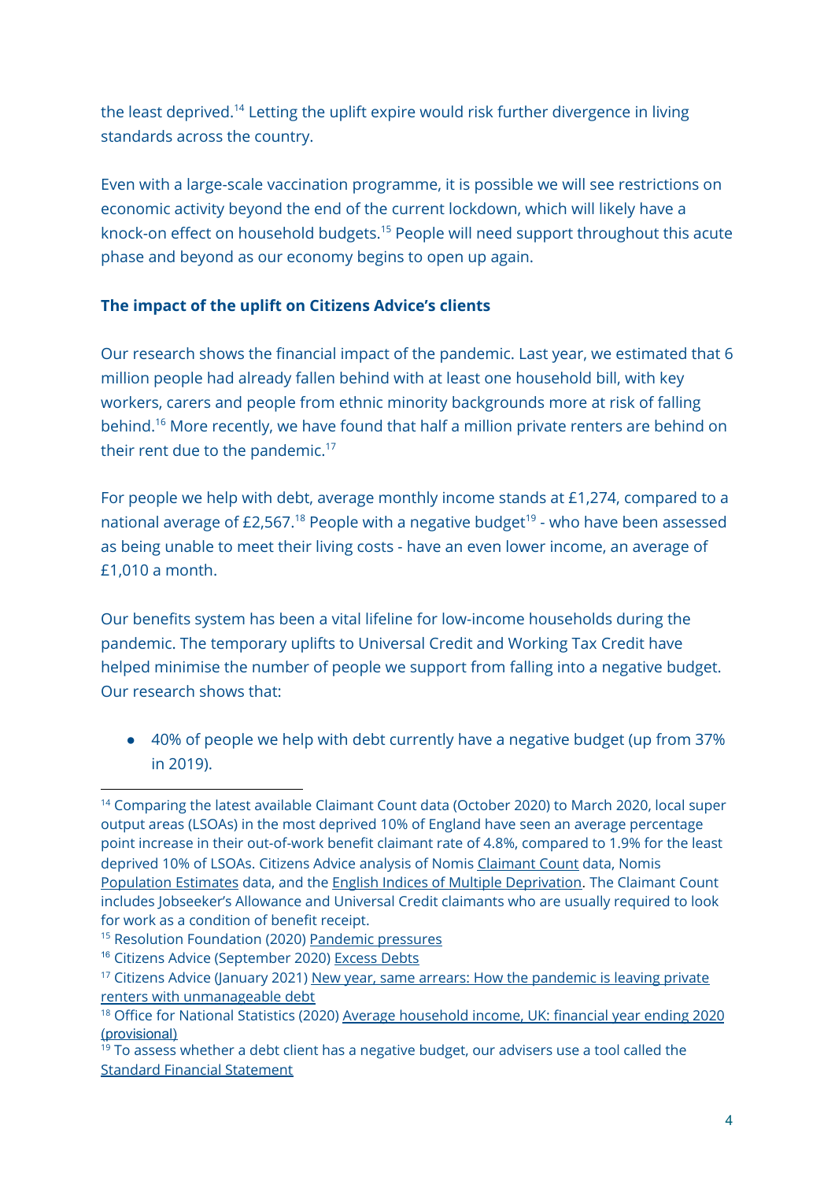the least deprived.[14] Letting the uplift expire would risk further divergence in living standards across the country.

Even with a large-scale vaccination programme, it is possible we will see restrictions on economic activity beyond the end of the current lockdown, which will likely have a knock-on effect on household budgets.[15] People will need support throughout this acute phase and beyond as our economy begins to open up again.

**The impact of the uplift on Citizens Advice's clients**

Our research shows the financial impact of the pandemic. Last year, we estimated that 6 million people had already fallen behind with at least one household bill, with key workers, carers and people from ethnic minority backgrounds more at risk of falling behind.[16] More recently, we have found that half a million private renters are behind on their rent due to the pandemic.[17]

For people we help with debt, average monthly income stands at £1,274, compared to a national average of £2,567.[18] People with a negative budget[19] - who have been assessed as being unable to meet their living costs - have an even lower income, an average of £1,010 a month.

Our benefits system has been a vital lifeline for low-income households during the pandemic. The temporary uplifts to Universal Credit and Working Tax Credit have helped minimise the number of people we support from falling into a negative budget. Our research shows that:

- 40% of people we help with debt currently have a negative budget (up from 37% in 2019).

---

[14] Comparing the latest available Claimant Count data (October 2020) to March 2020, local super output areas (LSOAs) in the most deprived 10% of England have seen an average percentage point increase in their out-of-work benefit claimant rate of 4.8%, compared to 1.9% for the least deprived 10% of LSOAs. Citizens Advice analysis of Nomis Claimant Count data, Nomis Population Estimates data, and the English Indices of Multiple Deprivation. The Claimant Count includes Jobseeker's Allowance and Universal Credit claimants who are usually required to look for work as a condition of benefit receipt.

[15] Resolution Foundation (2020) Pandemic pressures

[16] Citizens Advice (September 2020) Excess Debts

[17] Citizens Advice (January 2021) New year, same arrears: How the pandemic is leaving private renters with unmanageable debt

[18] Office for National Statistics (2020) Average household income, UK: financial year ending 2020 (provisional)

[19] To assess whether a debt client has a negative budget, our advisers use a tool called the Standard Financial Statement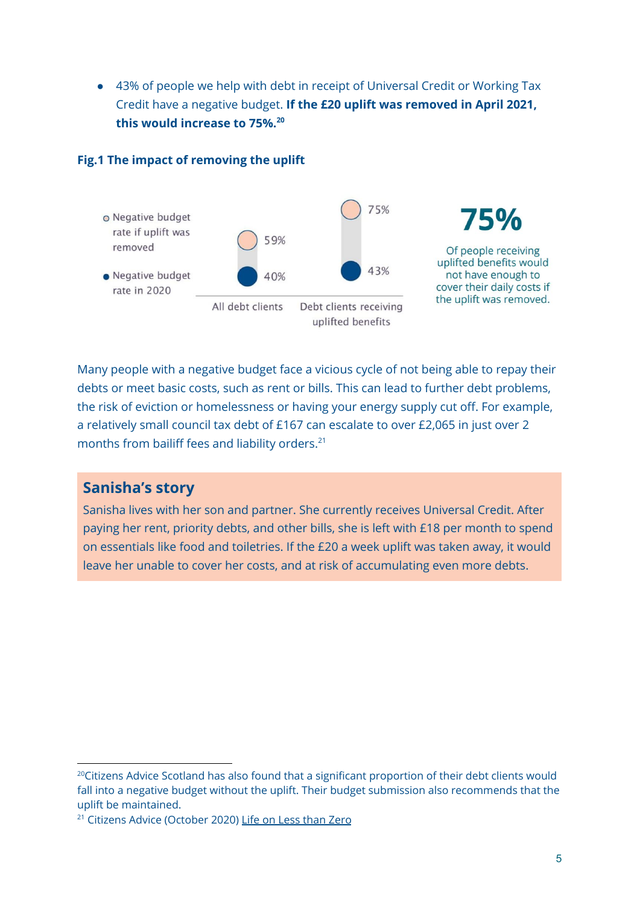- 43% of people we help with debt in receipt of Universal Credit or Working Tax Credit have a negative budget. **If the £20 uplift was removed in April 2021, this would increase to 75%.**[20]

**Fig.1 The impact of removing the uplift**

| | All debt clients | Debt clients receiving uplifted benefits |
|---|---|---|
| Negative budget rate if uplift was removed | 59% | 75% |
| Negative budget rate in 2020 | 40% | 43% |

**75%**

Of people receiving uplifted benefits would not have enough to cover their daily costs if the uplift was removed.

Many people with a negative budget face a vicious cycle of not being able to repay their debts or meet basic costs, such as rent or bills. This can lead to further debt problems, the risk of eviction or homelessness or having your energy supply cut off. For example, a relatively small council tax debt of £167 can escalate to over £2,065 in just over 2 months from bailiff fees and liability orders.[21]

## Sanisha's story

Sanisha lives with her son and partner. She currently receives Universal Credit. After paying her rent, priority debts, and other bills, she is left with £18 per month to spend on essentials like food and toiletries. If the £20 a week uplift was taken away, it would leave her unable to cover her costs, and at risk of accumulating even more debts.

---

[20] Citizens Advice Scotland has also found that a significant proportion of their debt clients would fall into a negative budget without the uplift. Their budget submission also recommends that the uplift be maintained.

[21] Citizens Advice (October 2020) Life on Less than Zero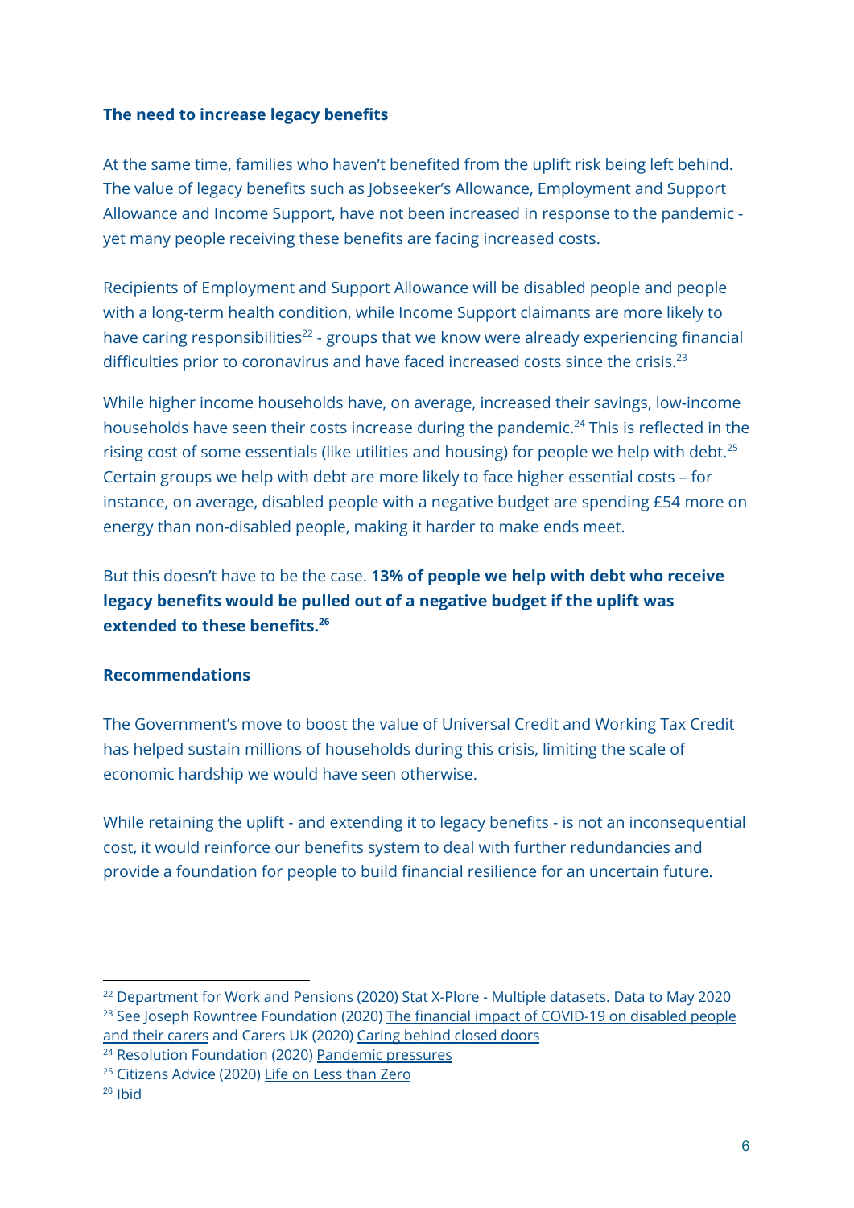**The need to increase legacy benefits**

At the same time, families who haven't benefited from the uplift risk being left behind. The value of legacy benefits such as Jobseeker's Allowance, Employment and Support Allowance and Income Support, have not been increased in response to the pandemic - yet many people receiving these benefits are facing increased costs.

Recipients of Employment and Support Allowance will be disabled people and people with a long-term health condition, while Income Support claimants are more likely to have caring responsibilities[22] - groups that we know were already experiencing financial difficulties prior to coronavirus and have faced increased costs since the crisis.[23]

While higher income households have, on average, increased their savings, low-income households have seen their costs increase during the pandemic.[24] This is reflected in the rising cost of some essentials (like utilities and housing) for people we help with debt.[25] Certain groups we help with debt are more likely to face higher essential costs – for instance, on average, disabled people with a negative budget are spending £54 more on energy than non-disabled people, making it harder to make ends meet.

But this doesn't have to be the case. **13% of people we help with debt who receive legacy benefits would be pulled out of a negative budget if the uplift was extended to these benefits.[26]**

**Recommendations**

The Government's move to boost the value of Universal Credit and Working Tax Credit has helped sustain millions of households during this crisis, limiting the scale of economic hardship we would have seen otherwise.

While retaining the uplift - and extending it to legacy benefits - is not an inconsequential cost, it would reinforce our benefits system to deal with further redundancies and provide a foundation for people to build financial resilience for an uncertain future.

---

[22] Department for Work and Pensions (2020) Stat X-Plore - Multiple datasets. Data to May 2020

[23] See Joseph Rowntree Foundation (2020) The financial impact of COVID-19 on disabled people and their carers and Carers UK (2020) Caring behind closed doors

[24] Resolution Foundation (2020) Pandemic pressures

[25] Citizens Advice (2020) Life on Less than Zero

[26] Ibid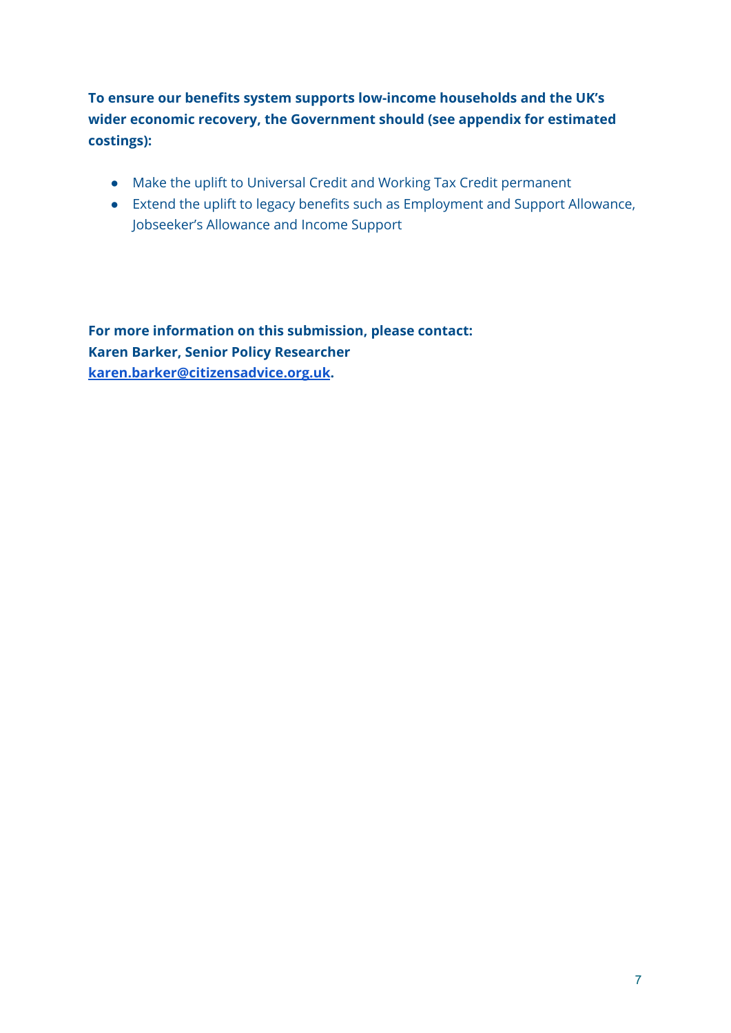**To ensure our benefits system supports low-income households and the UK's wider economic recovery, the Government should (see appendix for estimated costings):**

- Make the uplift to Universal Credit and Working Tax Credit permanent
- Extend the uplift to legacy benefits such as Employment and Support Allowance, Jobseeker's Allowance and Income Support

**For more information on this submission, please contact:**
**Karen Barker, Senior Policy Researcher**
**[karen.barker@citizensadvice.org.uk](mailto:karen.barker@citizensadvice.org.uk).**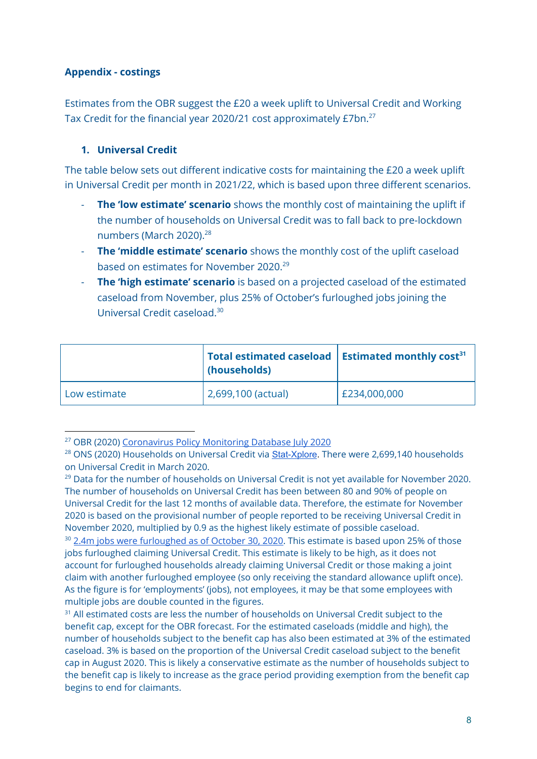## Appendix - costings

Estimates from the OBR suggest the £20 a week uplift to Universal Credit and Working Tax Credit for the financial year 2020/21 cost approximately £7bn.[27]

### 1. Universal Credit

The table below sets out different indicative costs for maintaining the £20 a week uplift in Universal Credit per month in 2021/22, which is based upon three different scenarios.

- **The 'low estimate' scenario** shows the monthly cost of maintaining the uplift if the number of households on Universal Credit was to fall back to pre-lockdown numbers (March 2020).[28]
- **The 'middle estimate' scenario** shows the monthly cost of the uplift caseload based on estimates for November 2020.[29]
- **The 'high estimate' scenario** is based on a projected caseload of the estimated caseload from November, plus 25% of October's furloughed jobs joining the Universal Credit caseload.[30]

| | Total estimated caseload (households) | Estimated monthly cost[31] |
|---|---|---|
| Low estimate | 2,699,100 (actual) | £234,000,000 |

---

[27] OBR (2020) Coronavirus Policy Monitoring Database July 2020

[28] ONS (2020) Households on Universal Credit via Stat-Xplore. There were 2,699,140 households on Universal Credit in March 2020.

[29] Data for the number of households on Universal Credit is not yet available for November 2020. The number of households on Universal Credit has been between 80 and 90% of people on Universal Credit for the last 12 months of available data. Therefore, the estimate for November 2020 is based on the provisional number of people reported to be receiving Universal Credit in November 2020, multiplied by 0.9 as the highest likely estimate of possible caseload.

[30] 2.4m jobs were furloughed as of October 30, 2020. This estimate is based upon 25% of those jobs furloughed claiming Universal Credit. This estimate is likely to be high, as it does not account for furloughed households already claiming Universal Credit or those making a joint claim with another furloughed employee (so only receiving the standard allowance uplift once). As the figure is for 'employments' (jobs), not employees, it may be that some employees with multiple jobs are double counted in the figures.

[31] All estimated costs are less the number of households on Universal Credit subject to the benefit cap, except for the OBR forecast. For the estimated caseloads (middle and high), the number of households subject to the benefit cap has also been estimated at 3% of the estimated caseload. 3% is based on the proportion of the Universal Credit caseload subject to the benefit cap in August 2020. This is likely a conservative estimate as the number of households subject to the benefit cap is likely to increase as the grace period providing exemption from the benefit cap begins to end for claimants.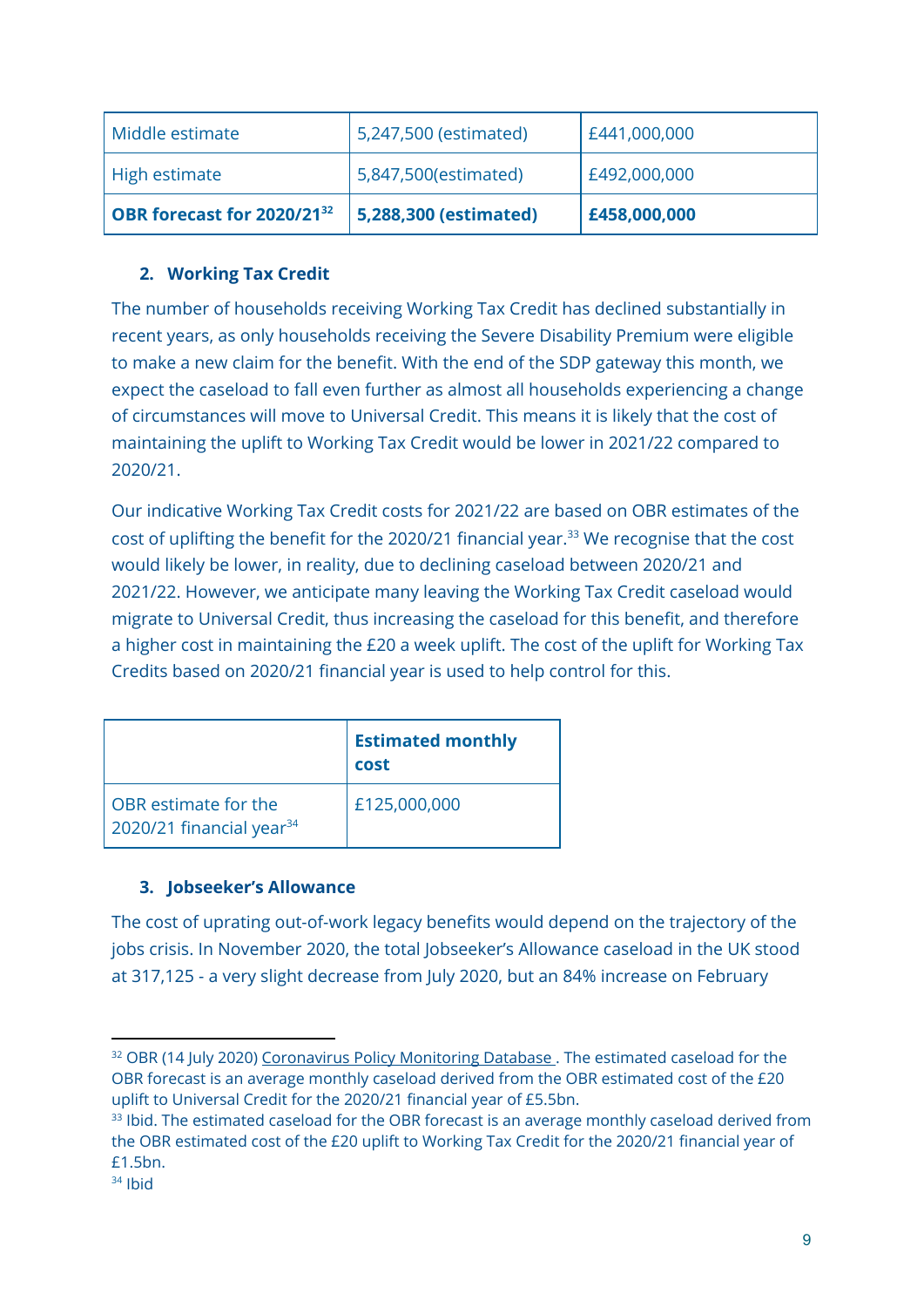| Middle estimate | 5,247,500 (estimated) | £441,000,000 |
|---|---|---|
| High estimate | 5,847,500(estimated) | £492,000,000 |
| **OBR forecast for 2020/21[32]** | **5,288,300 (estimated)** | **£458,000,000** |

### 2. Working Tax Credit

The number of households receiving Working Tax Credit has declined substantially in recent years, as only households receiving the Severe Disability Premium were eligible to make a new claim for the benefit. With the end of the SDP gateway this month, we expect the caseload to fall even further as almost all households experiencing a change of circumstances will move to Universal Credit. This means it is likely that the cost of maintaining the uplift to Working Tax Credit would be lower in 2021/22 compared to 2020/21.

Our indicative Working Tax Credit costs for 2021/22 are based on OBR estimates of the cost of uplifting the benefit for the 2020/21 financial year.[33] We recognise that the cost would likely be lower, in reality, due to declining caseload between 2020/21 and 2021/22. However, we anticipate many leaving the Working Tax Credit caseload would migrate to Universal Credit, thus increasing the caseload for this benefit, and therefore a higher cost in maintaining the £20 a week uplift. The cost of the uplift for Working Tax Credits based on 2020/21 financial year is used to help control for this.

| | **Estimated monthly cost** |
|---|---|
| OBR estimate for the 2020/21 financial year[34] | £125,000,000 |

### 3. Jobseeker's Allowance

The cost of uprating out-of-work legacy benefits would depend on the trajectory of the jobs crisis. In November 2020, the total Jobseeker's Allowance caseload in the UK stood at 317,125 - a very slight decrease from July 2020, but an 84% increase on February

---

[32] OBR (14 July 2020) Coronavirus Policy Monitoring Database . The estimated caseload for the OBR forecast is an average monthly caseload derived from the OBR estimated cost of the £20 uplift to Universal Credit for the 2020/21 financial year of £5.5bn.

[33] Ibid. The estimated caseload for the OBR forecast is an average monthly caseload derived from the OBR estimated cost of the £20 uplift to Working Tax Credit for the 2020/21 financial year of £1.5bn.

[34] Ibid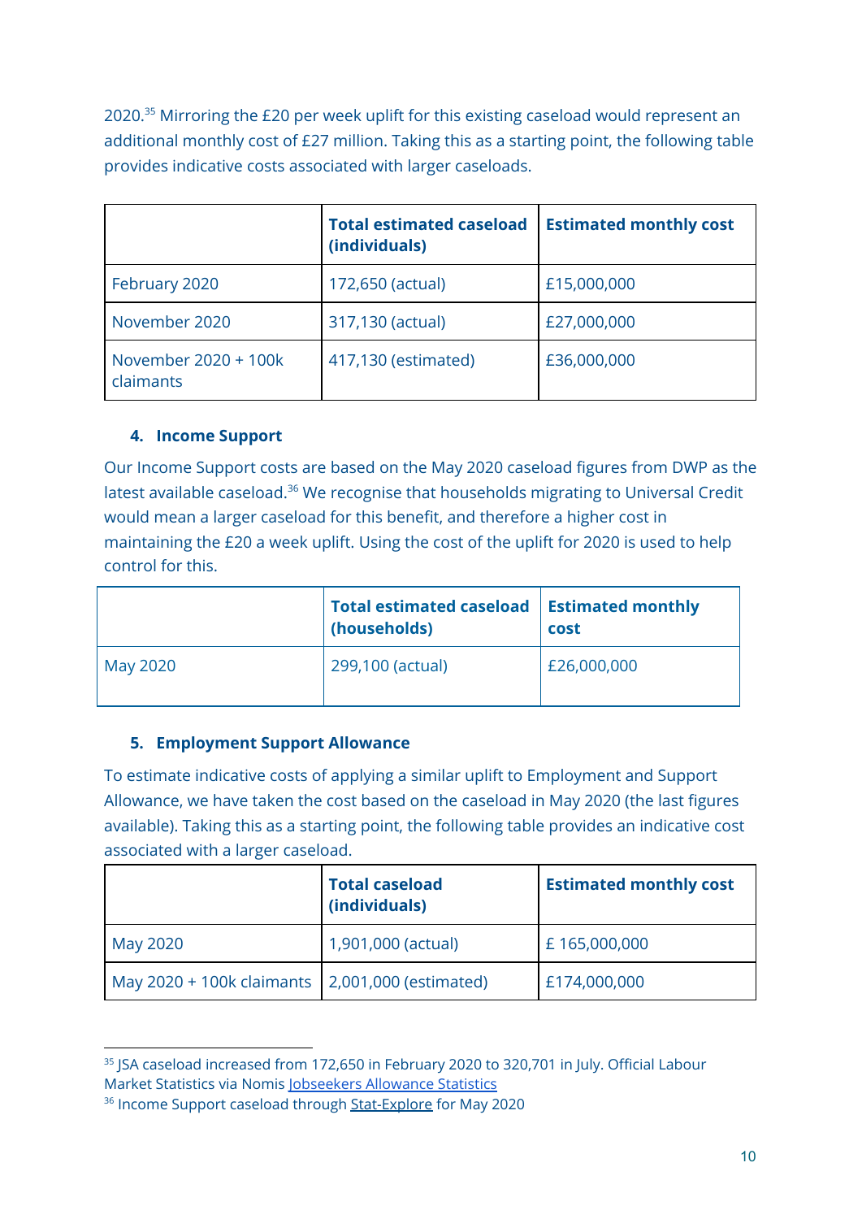2020.[35] Mirroring the £20 per week uplift for this existing caseload would represent an additional monthly cost of £27 million. Taking this as a starting point, the following table provides indicative costs associated with larger caseloads.

| | Total estimated caseload (individuals) | Estimated monthly cost |
|---|---|---|
| February 2020 | 172,650 (actual) | £15,000,000 |
| November 2020 | 317,130 (actual) | £27,000,000 |
| November 2020 + 100k claimants | 417,130 (estimated) | £36,000,000 |

### 4. Income Support

Our Income Support costs are based on the May 2020 caseload figures from DWP as the latest available caseload.[36] We recognise that households migrating to Universal Credit would mean a larger caseload for this benefit, and therefore a higher cost in maintaining the £20 a week uplift. Using the cost of the uplift for 2020 is used to help control for this.

| | Total estimated caseload (households) | Estimated monthly cost |
|---|---|---|
| May 2020 | 299,100 (actual) | £26,000,000 |

### 5. Employment Support Allowance

To estimate indicative costs of applying a similar uplift to Employment and Support Allowance, we have taken the cost based on the caseload in May 2020 (the last figures available). Taking this as a starting point, the following table provides an indicative cost associated with a larger caseload.

| | Total caseload (individuals) | Estimated monthly cost |
|---|---|---|
| May 2020 | 1,901,000 (actual) | £ 165,000,000 |
| May 2020 + 100k claimants | 2,001,000 (estimated) | £174,000,000 |

---

[35] JSA caseload increased from 172,650 in February 2020 to 320,701 in July. Official Labour Market Statistics via Nomis Jobseekers Allowance Statistics

[36] Income Support caseload through Stat-Explore for May 2020